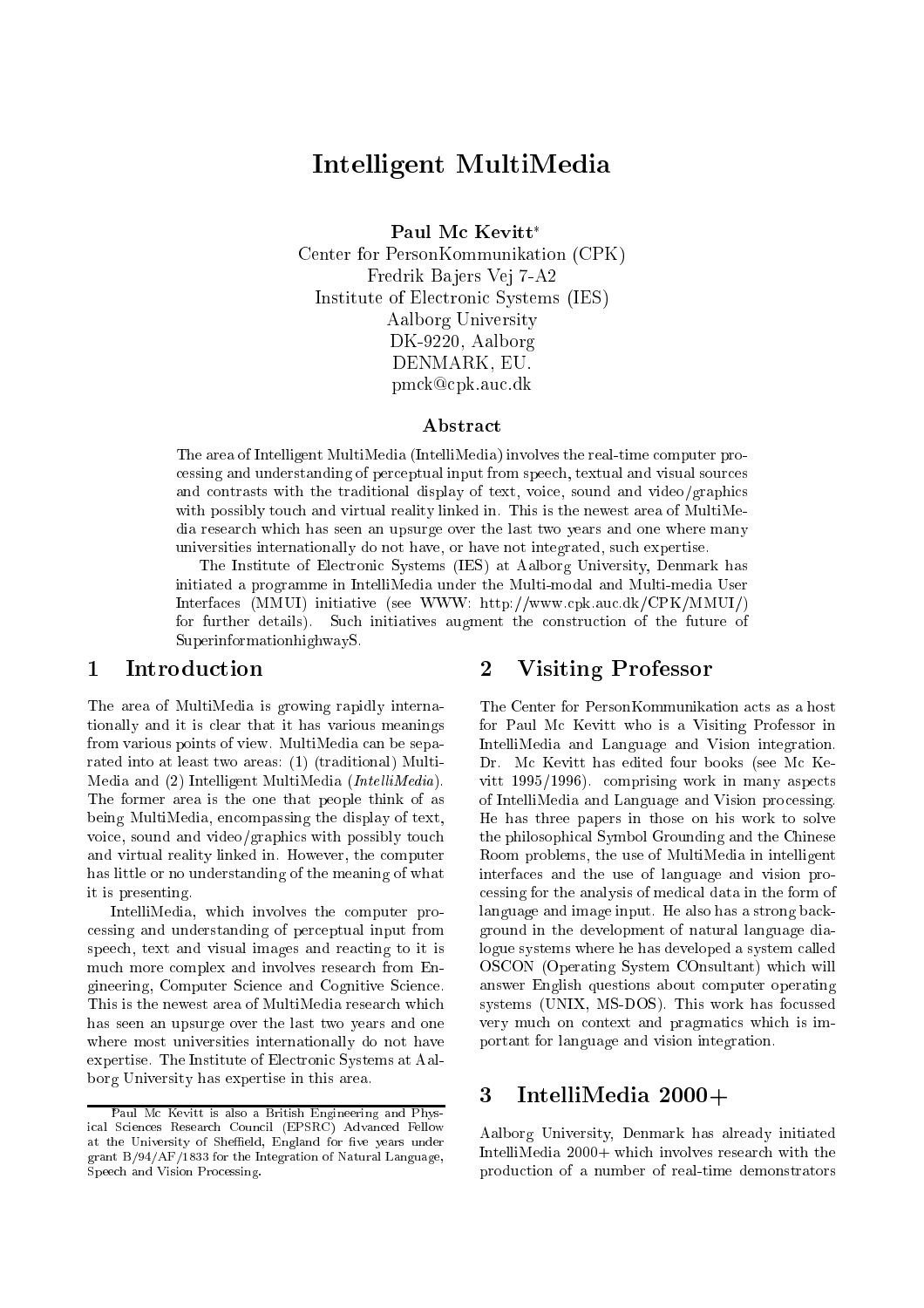# Intelligent MultiMedia

**Paul Mc Kevitt***
Center for PersonKommunikation (CPK)
Fredrik Bajers Vej 7-A2
Institute of Electronic Systems (IES)
Aalborg University
DK-9220, Aalborg
DENMARK, EU.
pmck@cpk.auc.dk

### Abstract

The area of Intelligent MultiMedia (IntelliMedia) involves the real-time computer processing and understanding of perceptual input from speech, textual and visual sources and contrasts with the traditional display of text, voice, sound and video/graphics with possibly touch and virtual reality linked in. This is the newest area of MultiMedia research which has seen an upsurge over the last two years and one where many universities internationally do not have, or have not integrated, such expertise.

The Institute of Electronic Systems (IES) at Aalborg University, Denmark has initiated a programme in IntelliMedia under the Multi-modal and Multi-media User Interfaces (MMUI) initiative (see WWW: http://www.cpk.auc.dk/CPK/MMUI/) for further details). Such initiatives augment the construction of the future of SuperinformationhighwayS.

## 1 Introduction

The area of MultiMedia is growing rapidly internationally and it is clear that it has various meanings from various points of view. MultiMedia can be separated into at least two areas: (1) (traditional) MultiMedia and (2) Intelligent MultiMedia (*IntelliMedia*). The former area is the one that people think of as being MultiMedia, encompassing the display of text, voice, sound and video/graphics with possibly touch and virtual reality linked in. However, the computer has little or no understanding of the meaning of what it is presenting.

IntelliMedia, which involves the computer processing and understanding of perceptual input from speech, text and visual images and reacting to it is much more complex and involves research from Engineering, Computer Science and Cognitive Science. This is the newest area of MultiMedia research which has seen an upsurge over the last two years and one where most universities internationally do not have expertise. The Institute of Electronic Systems at Aalborg University has expertise in this area.

## 2 Visiting Professor

The Center for PersonKommunikation acts as a host for Paul Mc Kevitt who is a Visiting Professor in IntelliMedia and Language and Vision integration. Dr. Mc Kevitt has edited four books (see Mc Kevitt 1995/1996). comprising work in many aspects of IntelliMedia and Language and Vision processing. He has three papers in those on his work to solve the philosophical Symbol Grounding and the Chinese Room problems, the use of MultiMedia in intelligent interfaces and the use of language and vision processing for the analysis of medical data in the form of language and image input. He also has a strong background in the development of natural language dialogue systems where he has developed a system called OSCON (Operating System COnsultant) which will answer English questions about computer operating systems (UNIX, MS-DOS). This work has focussed very much on context and pragmatics which is important for language and vision integration.

## 3 IntelliMedia 2000+

Aalborg University, Denmark has already initiated IntelliMedia 2000+ which involves research with the production of a number of real-time demonstrators

---

*Paul Mc Kevitt is also a British Engineering and Physical Sciences Research Council (EPSRC) Advanced Fellow at the University of Sheffield, England for five years under grant B/94/AF/1833 for the Integration of Natural Language, Speech and Vision Processing.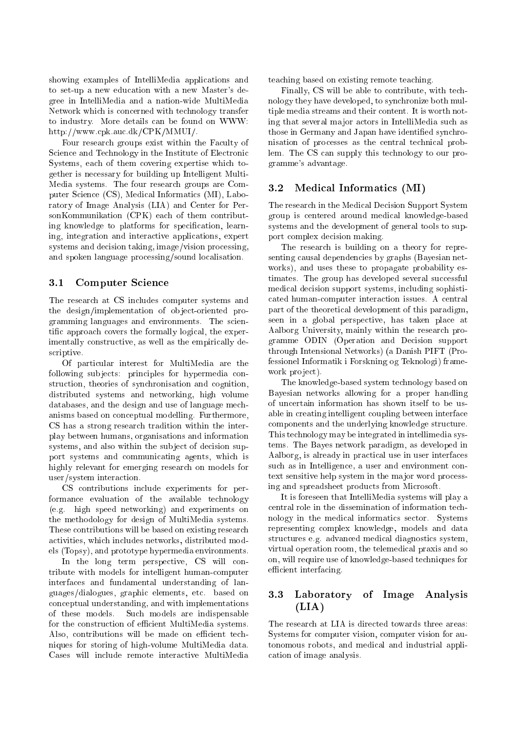showing examples of IntelliMedia applications and to set-up a new education with a new Master's degree in IntelliMedia and a nation-wide MultiMedia Network which is concerned with technology transfer to industry. More details can be found on WWW: http://www.cpk.auc.dk/CPK/MMUI/.

Four research groups exist within the Faculty of Science and Technology in the Institute of Electronic Systems, each of them covering expertise which together is necessary for building up Intelligent MultiMedia systems. The four research groups are Computer Science (CS), Medical Informatics (MI), Laboratory of Image Analysis (LIA) and Center for PersonKommunikation (CPK) each of them contributing knowledge to platforms for specification, learning, integration and interactive applications, expert systems and decision taking, image/vision processing, and spoken language processing/sound localisation.

### 3.1 Computer Science

The research at CS includes computer systems and the design/implementation of object-oriented programming languages and environments. The scientific approach covers the formally logical, the experimentally constructive, as well as the empirically descriptive.

Of particular interest for MultiMedia are the following subjects: principles for hypermedia construction, theories of synchronisation and cognition, distributed systems and networking, high volume databases, and the design and use of language mechanisms based on conceptual modelling. Furthermore, CS has a strong research tradition within the interplay between humans, organisations and information systems, and also within the subject of decision support systems and communicating agents, which is highly relevant for emerging research on models for user/system interaction.

CS contributions include experiments for performance evaluation of the available technology (e.g. high speed networking) and experiments on the methodology for design of MultiMedia systems. These contributions will be based on existing research activities, which includes networks, distributed models (Topsy), and prototype hypermedia environments.

In the long term perspective, CS will contribute with models for intelligent human-computer interfaces and fundamental understanding of languages/dialogues, graphic elements, etc. based on conceptual understanding, and with implementations of these models. Such models are indispensable for the construction of efficient MultiMedia systems. Also, contributions will be made on efficient techniques for storing of high-volume MultiMedia data. Cases will include remote interactive MultiMedia teaching based on existing remote teaching.

Finally, CS will be able to contribute, with technology they have developed, to synchronize both multiple media streams and their content. It is worth noting that several major actors in IntelliMedia such as those in Germany and Japan have identified synchronisation of processes as the central technical problem. The CS can supply this technology to our programme's advantage.

### 3.2 Medical Informatics (MI)

The research in the Medical Decision Support System group is centered around medical knowledge-based systems and the development of general tools to support complex decision making.

The research is building on a theory for representing causal dependencies by graphs (Bayesian networks), and uses these to propagate probability estimates. The group has developed several successful medical decision support systems, including sophisticated human-computer interaction issues. A central part of the theoretical development of this paradigm, seen in a global perspective, has taken place at Aalborg University, mainly within the research programme ODIN (Operation and Decision support through Intensional Networks) (a Danish PIFT (Professionel Informatik i Forskning og Teknologi) framework project).

The knowledge-based system technology based on Bayesian networks allowing for a proper handling of uncertain information has shown itself to be usable in creating intelligent coupling between interface components and the underlying knowledge structure. This technology may be integrated in intellimedia systems. The Bayes network paradigm, as developed in Aalborg, is already in practical use in user interfaces such as in Intelligence, a user and environment context sensitive help system in the major word processing and spreadsheet products from Microsoft.

It is foreseen that IntelliMedia systems will play a central role in the dissemination of information technology in the medical informatics sector. Systems representing complex knowledge, models and data structures e.g. advanced medical diagnostics system, virtual operation room, the telemedical praxis and so on, will require use of knowledge-based techniques for efficient interfacing.

### 3.3 Laboratory of Image Analysis (LIA)

The research at LIA is directed towards three areas: Systems for computer vision, computer vision for autonomous robots, and medical and industrial application of image analysis.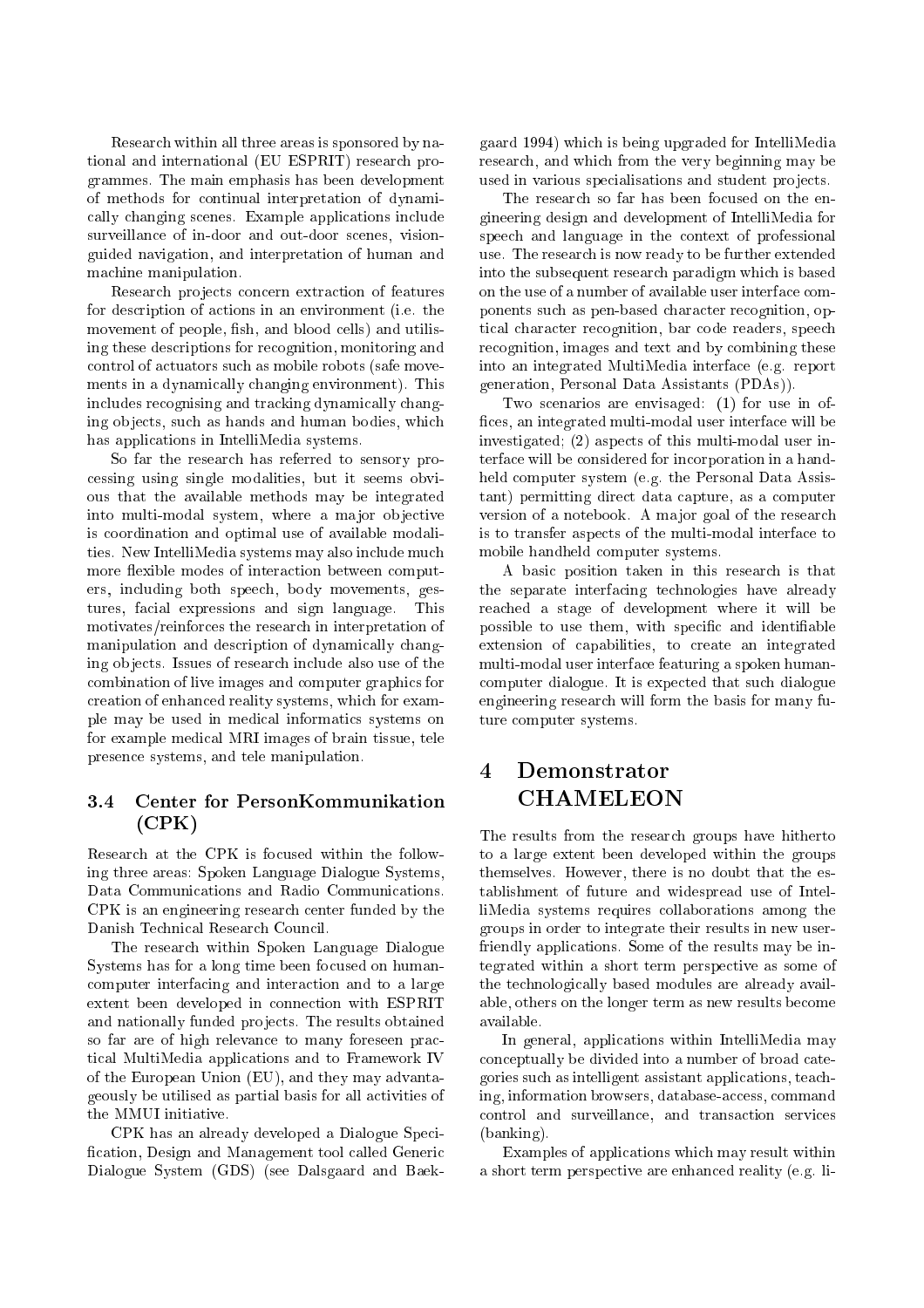Research within all three areas is sponsored by national and international (EU ESPRIT) research programmes. The main emphasis has been development of methods for continual interpretation of dynamically changing scenes. Example applications include surveillance of in-door and out-door scenes, vision-guided navigation, and interpretation of human and machine manipulation.

Research projects concern extraction of features for description of actions in an environment (i.e. the movement of people, fish, and blood cells) and utilising these descriptions for recognition, monitoring and control of actuators such as mobile robots (safe movements in a dynamically changing environment). This includes recognising and tracking dynamically changing objects, such as hands and human bodies, which has applications in IntelliMedia systems.

So far the research has referred to sensory processing using single modalities, but it seems obvious that the available methods may be integrated into multi-modal system, where a major objective is coordination and optimal use of available modalities. New IntelliMedia systems may also include much more flexible modes of interaction between computers, including both speech, body movements, gestures, facial expressions and sign language. This motivates/reinforces the research in interpretation of manipulation and description of dynamically changing objects. Issues of research include also use of the combination of live images and computer graphics for creation of enhanced reality systems, which for example may be used in medical informatics systems on for example medical MRI images of brain tissue, tele presence systems, and tele manipulation.

### 3.4 Center for PersonKommunikation (CPK)

Research at the CPK is focused within the following three areas: Spoken Language Dialogue Systems, Data Communications and Radio Communications. CPK is an engineering research center funded by the Danish Technical Research Council.

The research within Spoken Language Dialogue Systems has for a long time been focused on human-computer interfacing and interaction and to a large extent been developed in connection with ESPRIT and nationally funded projects. The results obtained so far are of high relevance to many foreseen practical MultiMedia applications and to Framework IV of the European Union (EU), and they may advantageously be utilised as partial basis for all activities of the MMUI initiative.

CPK has an already developed a Dialogue Specification, Design and Management tool called Generic Dialogue System (GDS) (see Dalsgaard and Baekgaard 1994) which is being upgraded for IntelliMedia research, and which from the very beginning may be used in various specialisations and student projects.

The research so far has been focused on the engineering design and development of IntelliMedia for speech and language in the context of professional use. The research is now ready to be further extended into the subsequent research paradigm which is based on the use of a number of available user interface components such as pen-based character recognition, optical character recognition, bar code readers, speech recognition, images and text and by combining these into an integrated MultiMedia interface (e.g. report generation, Personal Data Assistants (PDAs)).

Two scenarios are envisaged: (1) for use in offices, an integrated multi-modal user interface will be investigated; (2) aspects of this multi-modal user interface will be considered for incorporation in a hand-held computer system (e.g. the Personal Data Assistant) permitting direct data capture, as a computer version of a notebook. A major goal of the research is to transfer aspects of the multi-modal interface to mobile handheld computer systems.

A basic position taken in this research is that the separate interfacing technologies have already reached a stage of development where it will be possible to use them, with specific and identifiable extension of capabilities, to create an integrated multi-modal user interface featuring a spoken human-computer dialogue. It is expected that such dialogue engineering research will form the basis for many future computer systems.

## 4 Demonstrator CHAMELEON

The results from the research groups have hitherto to a large extent been developed within the groups themselves. However, there is no doubt that the establishment of future and widespread use of IntelliMedia systems requires collaborations among the groups in order to integrate their results in new user-friendly applications. Some of the results may be integrated within a short term perspective as some of the technologically based modules are already available, others on the longer term as new results become available.

In general, applications within IntelliMedia may conceptually be divided into a number of broad categories such as intelligent assistant applications, teaching, information browsers, database-access, command control and surveillance, and transaction services (banking).

Examples of applications which may result within a short term perspective are enhanced reality (e.g. li-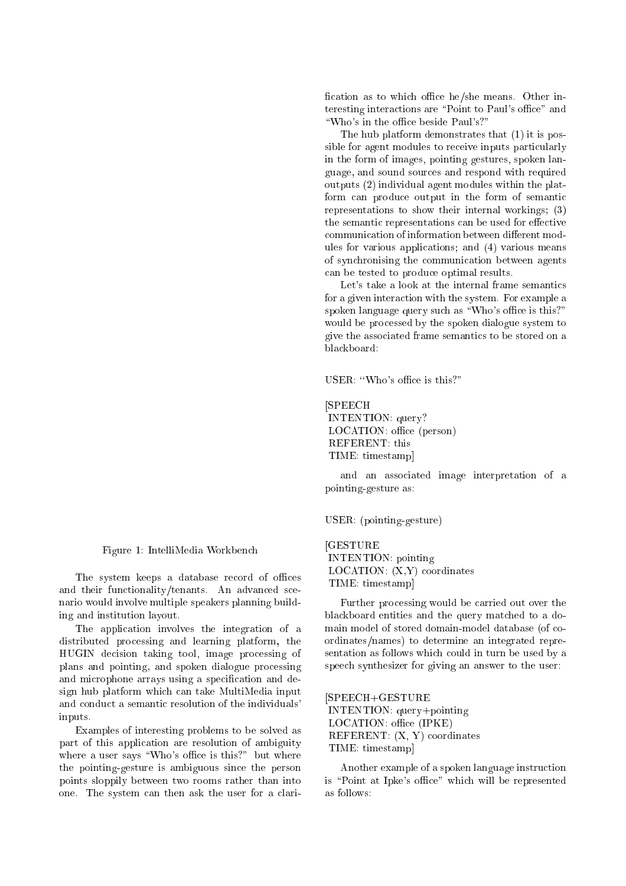Figure 1: IntelliMedia Workbench

The system keeps a database record of offices and their functionality/tenants. An advanced scenario would involve multiple speakers planning building and institution layout.

The application involves the integration of a distributed processing and learning platform, the HUGIN decision taking tool, image processing of plans and pointing, and spoken dialogue processing and microphone arrays using a specification and design hub platform which can take MultiMedia input and conduct a semantic resolution of the individuals' inputs.

Examples of interesting problems to be solved as part of this application are resolution of ambiguity where a user says "Who's office is this?" but where the pointing-gesture is ambiguous since the person points sloppily between two rooms rather than into one. The system can then ask the user for a clarification as to which office he/she means. Other interesting interactions are "Point to Paul's office" and "Who's in the office beside Paul's?"

The hub platform demonstrates that (1) it is possible for agent modules to receive inputs particularly in the form of images, pointing gestures, spoken language, and sound sources and respond with required outputs (2) individual agent modules within the platform can produce output in the form of semantic representations to show their internal workings; (3) the semantic representations can be used for effective communication of information between different modules for various applications; and (4) various means of synchronising the communication between agents can be tested to produce optimal results.

Let's take a look at the internal frame semantics for a given interaction with the system. For example a spoken language query such as "Who's office is this?" would be processed by the spoken dialogue system to give the associated frame semantics to be stored on a blackboard:

```
USER: "Who's office is this?"

[SPEECH
 INTENTION: query?
 LOCATION: office (person)
 REFERENT: this
 TIME: timestamp]
```

and an associated image interpretation of a pointing-gesture as:

```
USER: (pointing-gesture)

[GESTURE
 INTENTION: pointing
 LOCATION: (X,Y) coordinates
 TIME: timestamp]
```

Further processing would be carried out over the blackboard entities and the query matched to a domain model of stored domain-model database (of coordinates/names) to determine an integrated representation as follows which could in turn be used by a speech synthesizer for giving an answer to the user:

```
[SPEECH+GESTURE
 INTENTION: query+pointing
 LOCATION: office (IPKE)
 REFERENT: (X, Y) coordinates
 TIME: timestamp]
```

Another example of a spoken language instruction is "Point at Ipke's office" which will be represented as follows: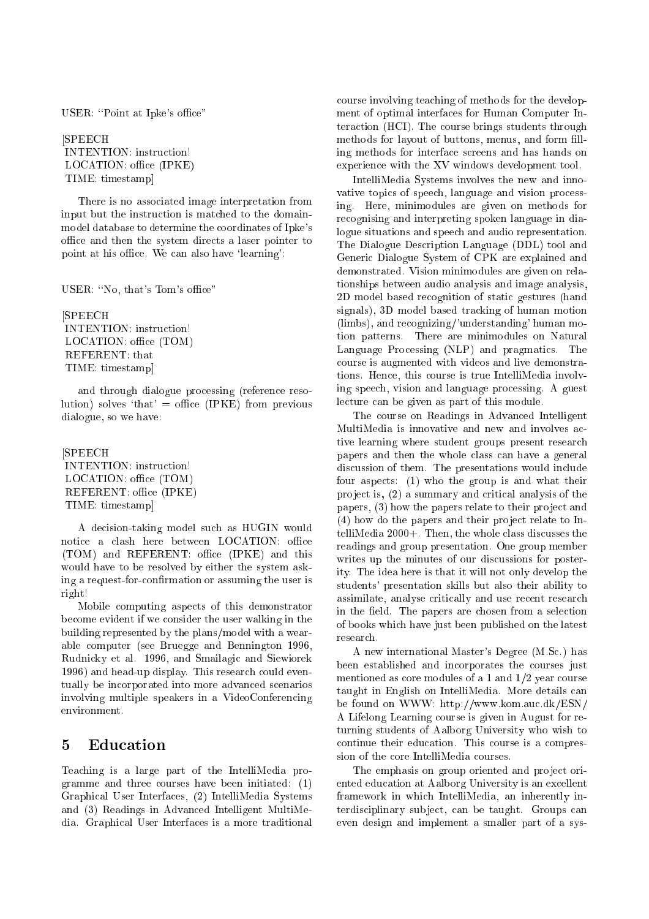USER: "Point at Ipke's office"

[SPEECH
INTENTION: instruction!
LOCATION: office (IPKE)
TIME: timestamp]

There is no associated image interpretation from input but the instruction is matched to the domain-model database to determine the coordinates of Ipke's office and then the system directs a laser pointer to point at his office. We can also have 'learning':

USER: "No, that's Tom's office"

[SPEECH
INTENTION: instruction!
LOCATION: office (TOM)
REFERENT: that
TIME: timestamp]

and through dialogue processing (reference resolution) solves 'that' = office (IPKE) from previous dialogue, so we have:

[SPEECH
INTENTION: instruction!
LOCATION: office (TOM)
REFERENT: office (IPKE)
TIME: timestamp]

A decision-taking model such as HUGIN would notice a clash here between LOCATION: office (TOM) and REFERENT: office (IPKE) and this would have to be resolved by either the system asking a request-for-confirmation or assuming the user is right!

Mobile computing aspects of this demonstrator become evident if we consider the user walking in the building represented by the plans/model with a wearable computer (see Bruegge and Bennington 1996, Rudnicky et al. 1996, and Smailagic and Siewiorek 1996) and head-up display. This research could eventually be incorporated into more advanced scenarios involving multiple speakers in a VideoConferencing environment.

## 5 Education

Teaching is a large part of the IntelliMedia programme and three courses have been initiated: (1) Graphical User Interfaces, (2) IntelliMedia Systems and (3) Readings in Advanced Intelligent MultiMedia. Graphical User Interfaces is a more traditional course involving teaching of methods for the development of optimal interfaces for Human Computer Interaction (HCI). The course brings students through methods for layout of buttons, menus, and form filling methods for interface screens and has hands on experience with the XV windows development tool.

IntelliMedia Systems involves the new and innovative topics of speech, language and vision processing. Here, minimodules are given on methods for recognising and interpreting spoken language in dialogue situations and speech and audio representation. The Dialogue Description Language (DDL) tool and Generic Dialogue System of CPK are explained and demonstrated. Vision minimodules are given on relationships between audio analysis and image analysis, 2D model based recognition of static gestures (hand signals), 3D model based tracking of human motion (limbs), and recognizing/'understanding' human motion patterns. There are minimodules on Natural Language Processing (NLP) and pragmatics. The course is augmented with videos and live demonstrations. Hence, this course is true IntelliMedia involving speech, vision and language processing. A guest lecture can be given as part of this module.

The course on Readings in Advanced Intelligent MultiMedia is innovative and new and involves active learning where student groups present research papers and then the whole class can have a general discussion of them. The presentations would include four aspects: (1) who the group is and what their project is, (2) a summary and critical analysis of the papers, (3) how the papers relate to their project and (4) how do the papers and their project relate to IntelliMedia 2000+. Then, the whole class discusses the readings and group presentation. One group member writes up the minutes of our discussions for posterity. The idea here is that it will not only develop the students' presentation skills but also their ability to assimilate, analyse critically and use recent research in the field. The papers are chosen from a selection of books which have just been published on the latest research.

A new international Master's Degree (M.Sc.) has been established and incorporates the courses just mentioned as core modules of a 1 and 1/2 year course taught in English on IntelliMedia. More details can be found on WWW: http://www.kom.auc.dk/ESN/ A Lifelong Learning course is given in August for returning students of Aalborg University who wish to continue their education. This course is a compression of the core IntelliMedia courses.

The emphasis on group oriented and project oriented education at Aalborg University is an excellent framework in which IntelliMedia, an inherently interdisciplinary subject, can be taught. Groups can even design and implement a smaller part of a sys-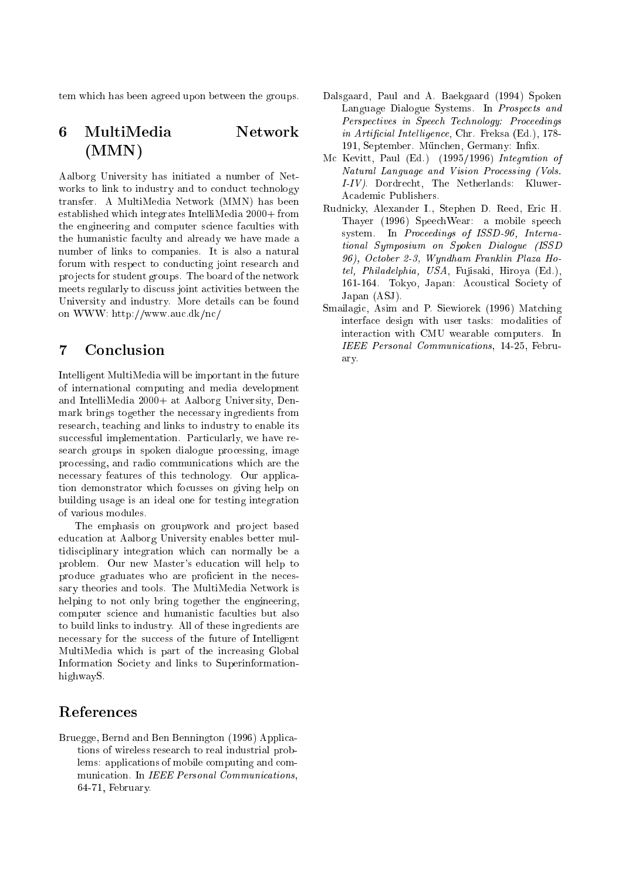tem which has been agreed upon between the groups.

## 6 MultiMedia Network (MMN)

Aalborg University has initiated a number of Networks to link to industry and to conduct technology transfer. A MultiMedia Network (MMN) has been established which integrates IntelliMedia 2000+ from the engineering and computer science faculties with the humanistic faculty and already we have made a number of links to companies. It is also a natural forum with respect to conducting joint research and projects for student groups. The board of the network meets regularly to discuss joint activities between the University and industry. More details can be found on WWW: http://www.auc.dk/nc/

## 7 Conclusion

Intelligent MultiMedia will be important in the future of international computing and media development and IntelliMedia 2000+ at Aalborg University, Denmark brings together the necessary ingredients from research, teaching and links to industry to enable its successful implementation. Particularly, we have research groups in spoken dialogue processing, image processing, and radio communications which are the necessary features of this technology. Our application demonstrator which focusses on giving help on building usage is an ideal one for testing integration of various modules.

The emphasis on groupwork and project based education at Aalborg University enables better multidisciplinary integration which can normally be a problem. Our new Master's education will help to produce graduates who are proficient in the necessary theories and tools. The MultiMedia Network is helping to not only bring together the engineering, computer science and humanistic faculties but also to build links to industry. All of these ingredients are necessary for the success of the future of Intelligent MultiMedia which is part of the increasing Global Information Society and links to Superinformation-highwayS.

## References

Bruegge, Bernd and Ben Bennington (1996) Applications of wireless research to real industrial problems: applications of mobile computing and communication. In *IEEE Personal Communications*, 64-71, February.

Dalsgaard, Paul and A. Baekgaard (1994) Spoken Language Dialogue Systems. In *Prospects and Perspectives in Speech Technology: Proceedings in Artificial Intelligence*, Chr. Freksa (Ed.), 178-191, September. München, Germany: Infix.

Mc Kevitt, Paul (Ed.) (1995/1996) *Integration of Natural Language and Vision Processing (Vols. I-IV)*. Dordrecht, The Netherlands: Kluwer-Academic Publishers.

Rudnicky, Alexander I., Stephen D. Reed, Eric H. Thayer (1996) SpeechWear: a mobile speech system. In *Proceedings of ISSD-96, International Symposium on Spoken Dialogue (ISSD 96), October 2-3, Wyndham Franklin Plaza Hotel, Philadelphia, USA*, Fujisaki, Hiroya (Ed.), 161-164. Tokyo, Japan: Acoustical Society of Japan (ASJ).

Smailagic, Asim and P. Siewiorek (1996) Matching interface design with user tasks: modalities of interaction with CMU wearable computers. In *IEEE Personal Communications*, 14-25, February.